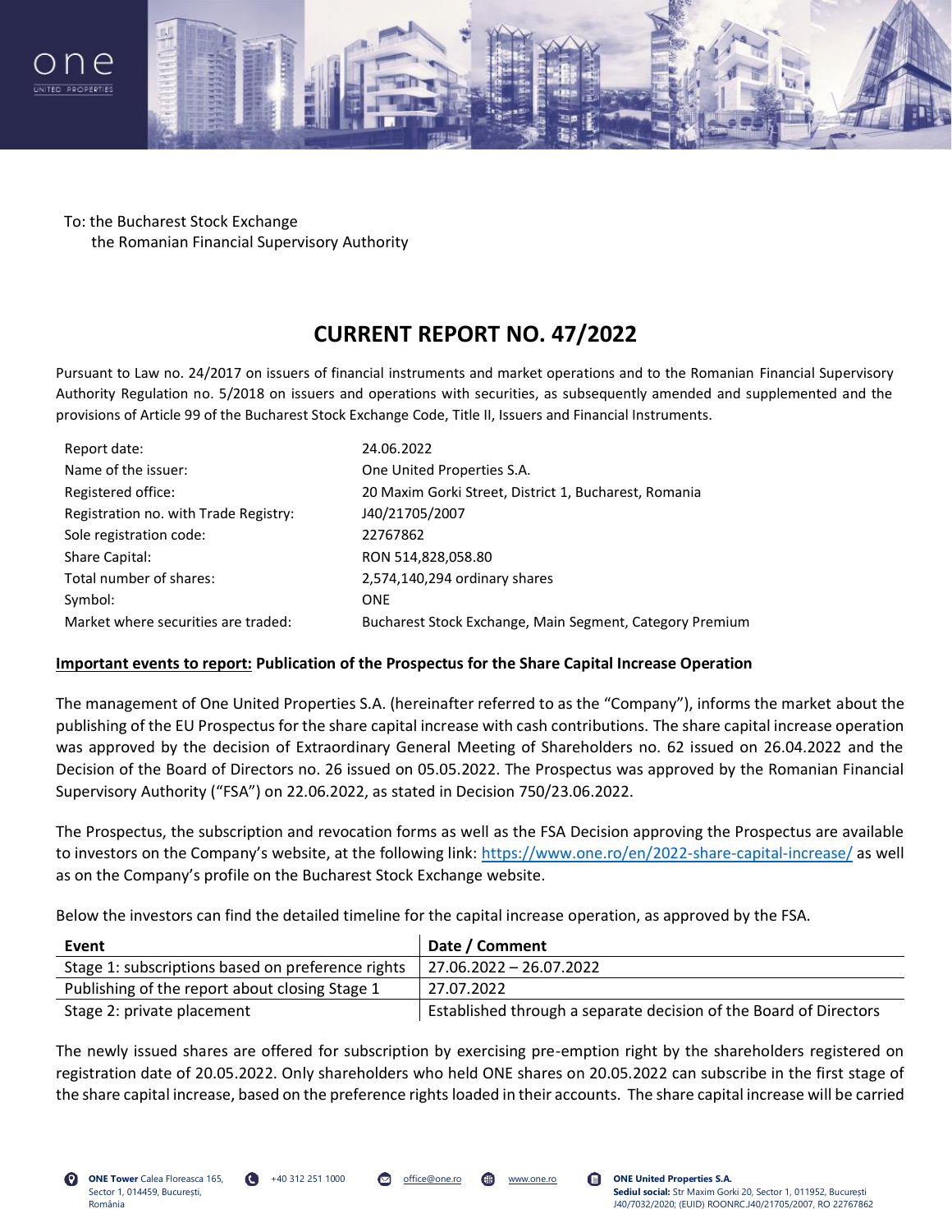To: the Bucharest Stock Exchange
the Romanian Financial Supervisory Authority

# CURRENT REPORT NO. 47/2022

Pursuant to Law no. 24/2017 on issuers of financial instruments and market operations and to the Romanian Financial Supervisory Authority Regulation no. 5/2018 on issuers and operations with securities, as subsequently amended and supplemented and the provisions of Article 99 of the Bucharest Stock Exchange Code, Title II, Issuers and Financial Instruments.

| | |
|---|---|
| Report date: | 24.06.2022 |
| Name of the issuer: | One United Properties S.A. |
| Registered office: | 20 Maxim Gorki Street, District 1, Bucharest, Romania |
| Registration no. with Trade Registry: | J40/21705/2007 |
| Sole registration code: | 22767862 |
| Share Capital: | RON 514,828,058.80 |
| Total number of shares: | 2,574,140,294 ordinary shares |
| Symbol: | ONE |
| Market where securities are traded: | Bucharest Stock Exchange, Main Segment, Category Premium |

**<u>Important events to report:</u> Publication of the Prospectus for the Share Capital Increase Operation**

The management of One United Properties S.A. (hereinafter referred to as the "Company"), informs the market about the publishing of the EU Prospectus for the share capital increase with cash contributions. The share capital increase operation was approved by the decision of Extraordinary General Meeting of Shareholders no. 62 issued on 26.04.2022 and the Decision of the Board of Directors no. 26 issued on 05.05.2022. The Prospectus was approved by the Romanian Financial Supervisory Authority ("FSA") on 22.06.2022, as stated in Decision 750/23.06.2022.

The Prospectus, the subscription and revocation forms as well as the FSA Decision approving the Prospectus are available to investors on the Company's website, at the following link: https://www.one.ro/en/2022-share-capital-increase/ as well as on the Company's profile on the Bucharest Stock Exchange website.

Below the investors can find the detailed timeline for the capital increase operation, as approved by the FSA.

| Event | Date / Comment |
|---|---|
| Stage 1: subscriptions based on preference rights | 27.06.2022 – 26.07.2022 |
| Publishing of the report about closing Stage 1 | 27.07.2022 |
| Stage 2: private placement | Established through a separate decision of the Board of Directors |

The newly issued shares are offered for subscription by exercising pre-emption right by the shareholders registered on registration date of 20.05.2022. Only shareholders who held ONE shares on 20.05.2022 can subscribe in the first stage of the share capital increase, based on the preference rights loaded in their accounts. The share capital increase will be carried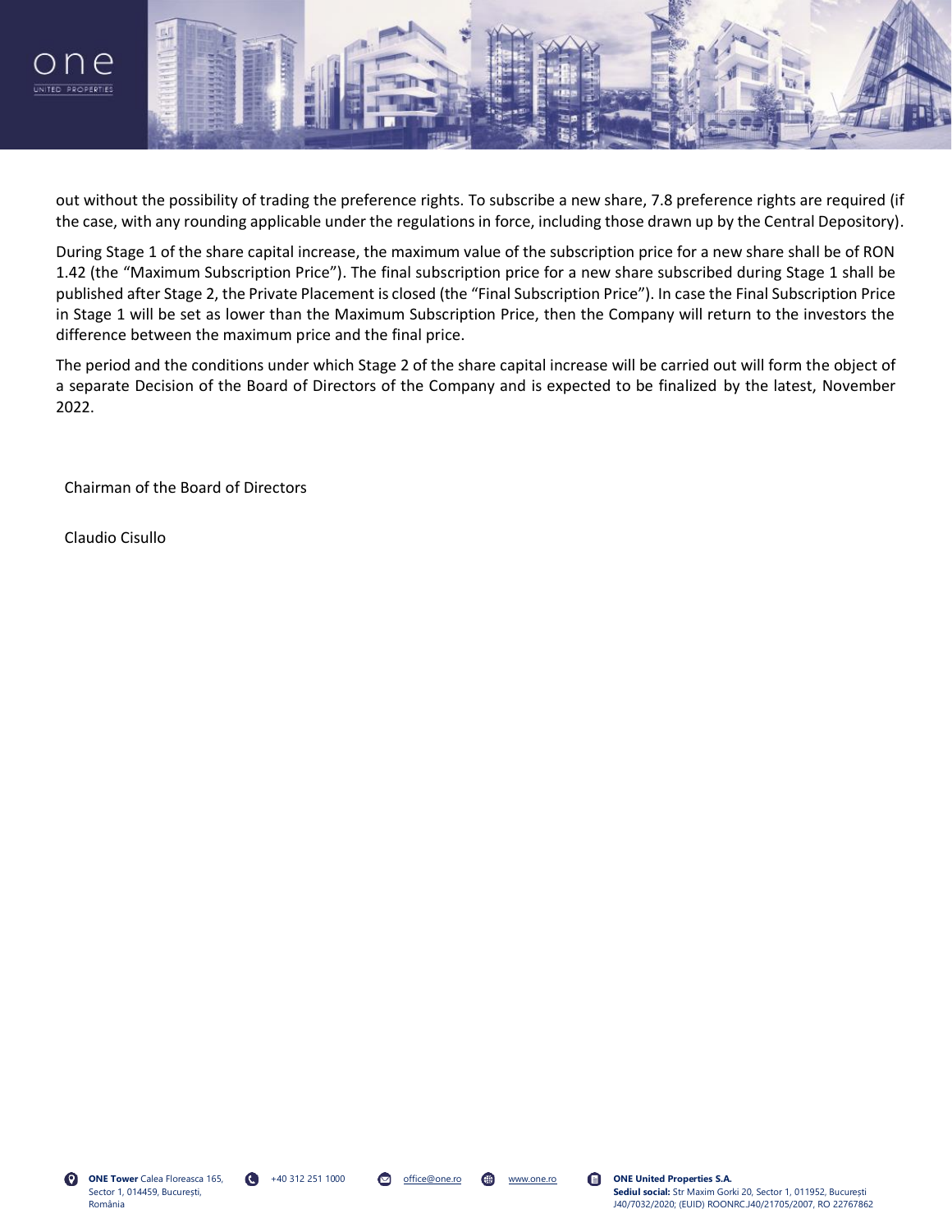out without the possibility of trading the preference rights. To subscribe a new share, 7.8 preference rights are required (if the case, with any rounding applicable under the regulations in force, including those drawn up by the Central Depository).

During Stage 1 of the share capital increase, the maximum value of the subscription price for a new share shall be of RON 1.42 (the "Maximum Subscription Price"). The final subscription price for a new share subscribed during Stage 1 shall be published after Stage 2, the Private Placement is closed (the "Final Subscription Price"). In case the Final Subscription Price in Stage 1 will be set as lower than the Maximum Subscription Price, then the Company will return to the investors the difference between the maximum price and the final price.

The period and the conditions under which Stage 2 of the share capital increase will be carried out will form the object of a separate Decision of the Board of Directors of the Company and is expected to be finalized by the latest, November 2022.

Chairman of the Board of Directors

Claudio Cisullo